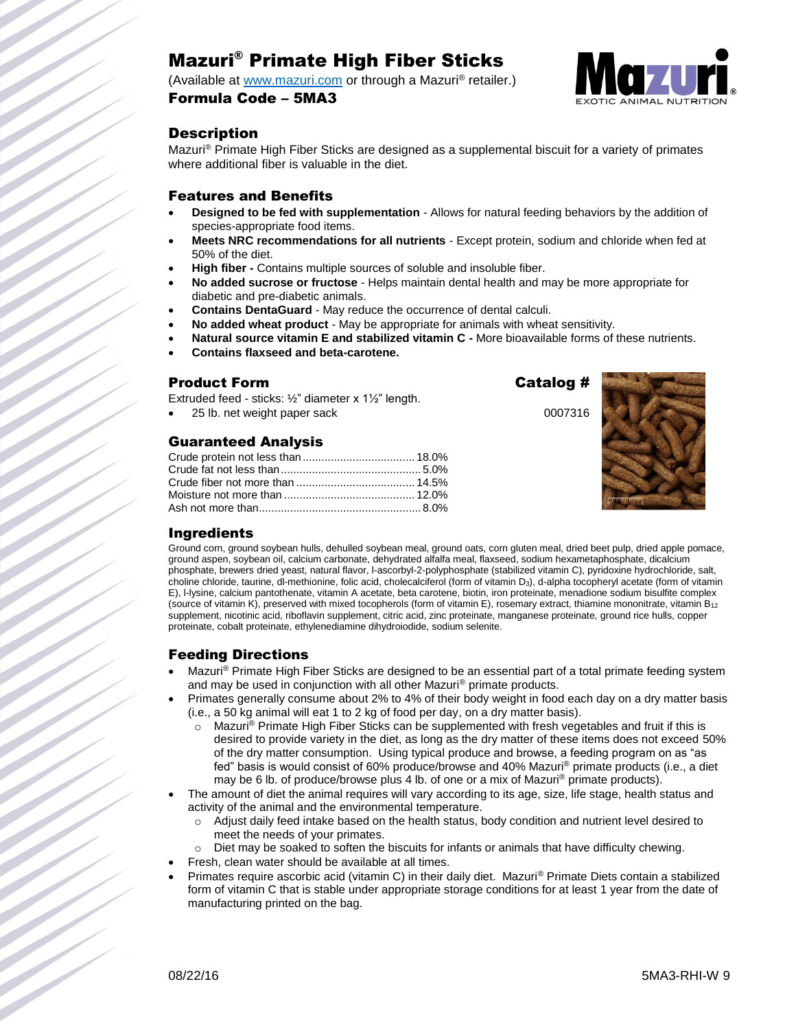# Mazuri® Primate High Fiber Sticks

(Available at www.mazuri.com or through a Mazuri® retailer.)

**Formula Code – 5MA3**

## Description

Mazuri® Primate High Fiber Sticks are designed as a supplemental biscuit for a variety of primates where additional fiber is valuable in the diet.

## Features and Benefits

- **Designed to be fed with supplementation** - Allows for natural feeding behaviors by the addition of species-appropriate food items.
- **Meets NRC recommendations for all nutrients** - Except protein, sodium and chloride when fed at 50% of the diet.
- **High fiber -** Contains multiple sources of soluble and insoluble fiber.
- **No added sucrose or fructose** - Helps maintain dental health and may be more appropriate for diabetic and pre-diabetic animals.
- **Contains DentaGuard** - May reduce the occurrence of dental calculi.
- **No added wheat product** - May be appropriate for animals with wheat sensitivity.
- **Natural source vitamin E and stabilized vitamin C -** More bioavailable forms of these nutrients.
- **Contains flaxseed and beta-carotene.**

## Product Form

Extruded feed - sticks: ½" diameter x 1½" length.

| Product Form | Catalog # |
|---|---|
| 25 lb. net weight paper sack | 0007316 |

## Guaranteed Analysis

| | |
|---|---|
| Crude protein not less than | 18.0% |
| Crude fat not less than | 5.0% |
| Crude fiber not more than | 14.5% |
| Moisture not more than | 12.0% |
| Ash not more than | 8.0% |

## Ingredients

Ground corn, ground soybean hulls, dehulled soybean meal, ground oats, corn gluten meal, dried beet pulp, dried apple pomace, ground aspen, soybean oil, calcium carbonate, dehydrated alfalfa meal, flaxseed, sodium hexametaphosphate, dicalcium phosphate, brewers dried yeast, natural flavor, l-ascorbyl-2-polyphosphate (stabilized vitamin C), pyridoxine hydrochloride, salt, choline chloride, taurine, dl-methionine, folic acid, cholecalciferol (form of vitamin $D_3$), d-alpha tocopheryl acetate (form of vitamin E), l-lysine, calcium pantothenate, vitamin A acetate, beta carotene, biotin, iron proteinate, menadione sodium bisulfite complex (source of vitamin K), preserved with mixed tocopherols (form of vitamin E), rosemary extract, thiamine mononitrate, vitamin $B_{12}$ supplement, nicotinic acid, riboflavin supplement, citric acid, zinc proteinate, manganese proteinate, ground rice hulls, copper proteinate, cobalt proteinate, ethylenediamine dihydroiodide, sodium selenite.

## Feeding Directions

- Mazuri® Primate High Fiber Sticks are designed to be an essential part of a total primate feeding system and may be used in conjunction with all other Mazuri® primate products.
- Primates generally consume about 2% to 4% of their body weight in food each day on a dry matter basis (i.e., a 50 kg animal will eat 1 to 2 kg of food per day, on a dry matter basis).
  - Mazuri® Primate High Fiber Sticks can be supplemented with fresh vegetables and fruit if this is desired to provide variety in the diet, as long as the dry matter of these items does not exceed 50% of the dry matter consumption. Using typical produce and browse, a feeding program on as "as fed" basis is would consist of 60% produce/browse and 40% Mazuri® primate products (i.e., a diet may be 6 lb. of produce/browse plus 4 lb. of one or a mix of Mazuri® primate products).
- The amount of diet the animal requires will vary according to its age, size, life stage, health status and activity of the animal and the environmental temperature.
  - Adjust daily feed intake based on the health status, body condition and nutrient level desired to meet the needs of your primates.
  - Diet may be soaked to soften the biscuits for infants or animals that have difficulty chewing.
- Fresh, clean water should be available at all times.
- Primates require ascorbic acid (vitamin C) in their daily diet. Mazuri® Primate Diets contain a stabilized form of vitamin C that is stable under appropriate storage conditions for at least 1 year from the date of manufacturing printed on the bag.

08/22/16 5MA3-RHI-W 9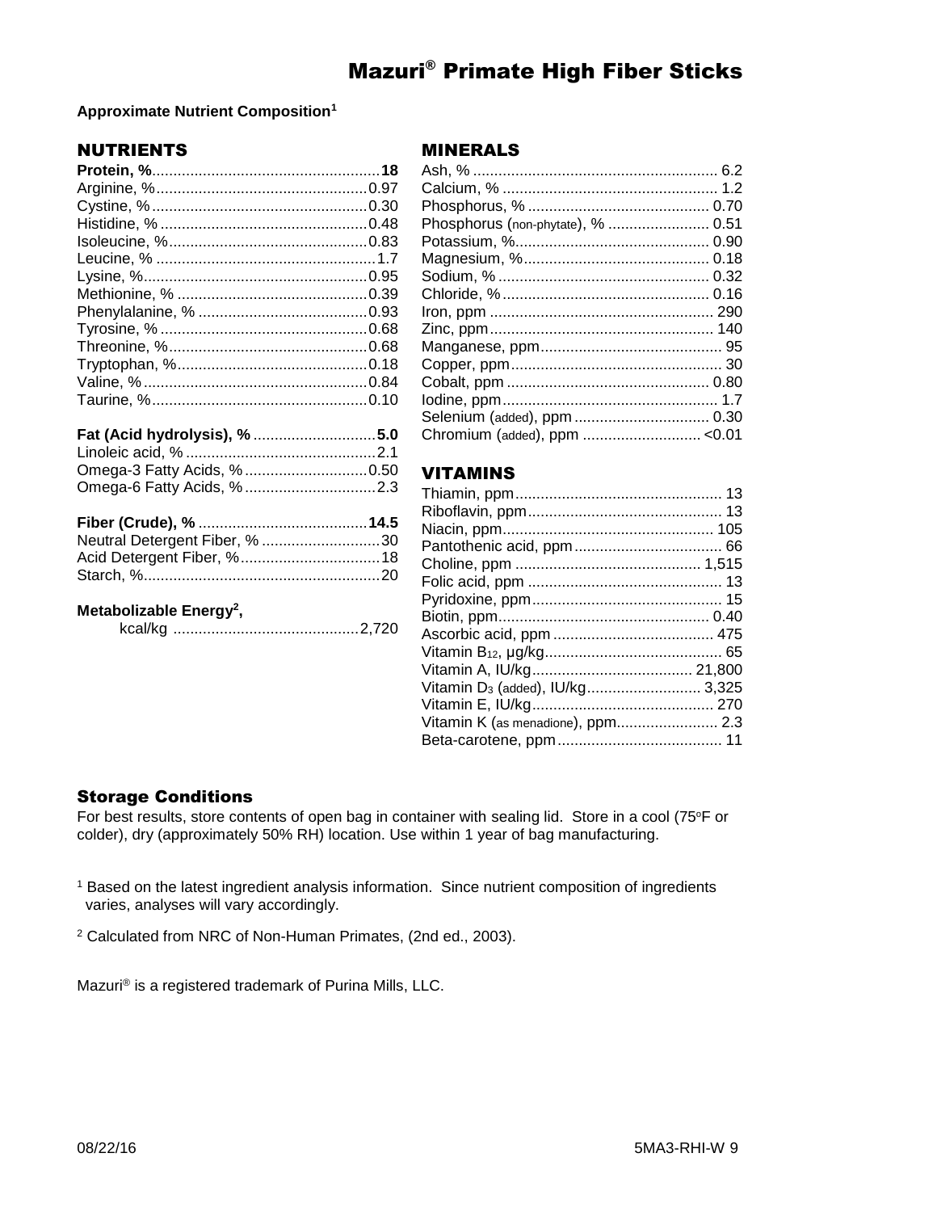# Mazuri® Primate High Fiber Sticks

**Approximate Nutrient Composition[1]**

## NUTRIENTS

| | |
|---|---|
| **Protein, %** | **18** |
| Arginine, % | 0.97 |
| Cystine, % | 0.30 |
| Histidine, % | 0.48 |
| Isoleucine, % | 0.83 |
| Leucine, % | 1.7 |
| Lysine, % | 0.95 |
| Methionine, % | 0.39 |
| Phenylalanine, % | 0.93 |
| Tyrosine, % | 0.68 |
| Threonine, % | 0.68 |
| Tryptophan, % | 0.18 |
| Valine, % | 0.84 |
| Taurine, % | 0.10 |
| **Fat (Acid hydrolysis), %** | **5.0** |
| Linoleic acid, % | 2.1 |
| Omega-3 Fatty Acids, % | 0.50 |
| Omega-6 Fatty Acids, % | 2.3 |
| **Fiber (Crude), %** | **14.5** |
| Neutral Detergent Fiber, % | 30 |
| Acid Detergent Fiber, % | 18 |
| Starch, % | 20 |
| **Metabolizable Energy[2],** kcal/kg | 2,720 |

## MINERALS

| | |
|---|---|
| Ash, % | 6.2 |
| Calcium, % | 1.2 |
| Phosphorus, % | 0.70 |
| Phosphorus (non-phytate), % | 0.51 |
| Potassium, % | 0.90 |
| Magnesium, % | 0.18 |
| Sodium, % | 0.32 |
| Chloride, % | 0.16 |
| Iron, ppm | 290 |
| Zinc, ppm | 140 |
| Manganese, ppm | 95 |
| Copper, ppm | 30 |
| Cobalt, ppm | 0.80 |
| Iodine, ppm | 1.7 |
| Selenium (added), ppm | 0.30 |
| Chromium (added), ppm | <0.01 |

## VITAMINS

| | |
|---|---|
| Thiamin, ppm | 13 |
| Riboflavin, ppm | 13 |
| Niacin, ppm | 105 |
| Pantothenic acid, ppm | 66 |
| Choline, ppm | 1,515 |
| Folic acid, ppm | 13 |
| Pyridoxine, ppm | 15 |
| Biotin, ppm | 0.40 |
| Ascorbic acid, ppm | 475 |
| Vitamin $B_{12}$, µg/kg | 65 |
| Vitamin A, IU/kg | 21,800 |
| Vitamin $D_3$ (added), IU/kg | 3,325 |
| Vitamin E, IU/kg | 270 |
| Vitamin K (as menadione), ppm | 2.3 |
| Beta-carotene, ppm | 11 |

## Storage Conditions

For best results, store contents of open bag in container with sealing lid. Store in a cool (75°F or colder), dry (approximately 50% RH) location. Use within 1 year of bag manufacturing.

[1] Based on the latest ingredient analysis information. Since nutrient composition of ingredients varies, analyses will vary accordingly.

[2] Calculated from NRC of Non-Human Primates, (2nd ed., 2003).

Mazuri® is a registered trademark of Purina Mills, LLC.

08/22/16 5MA3-RHI-W 9